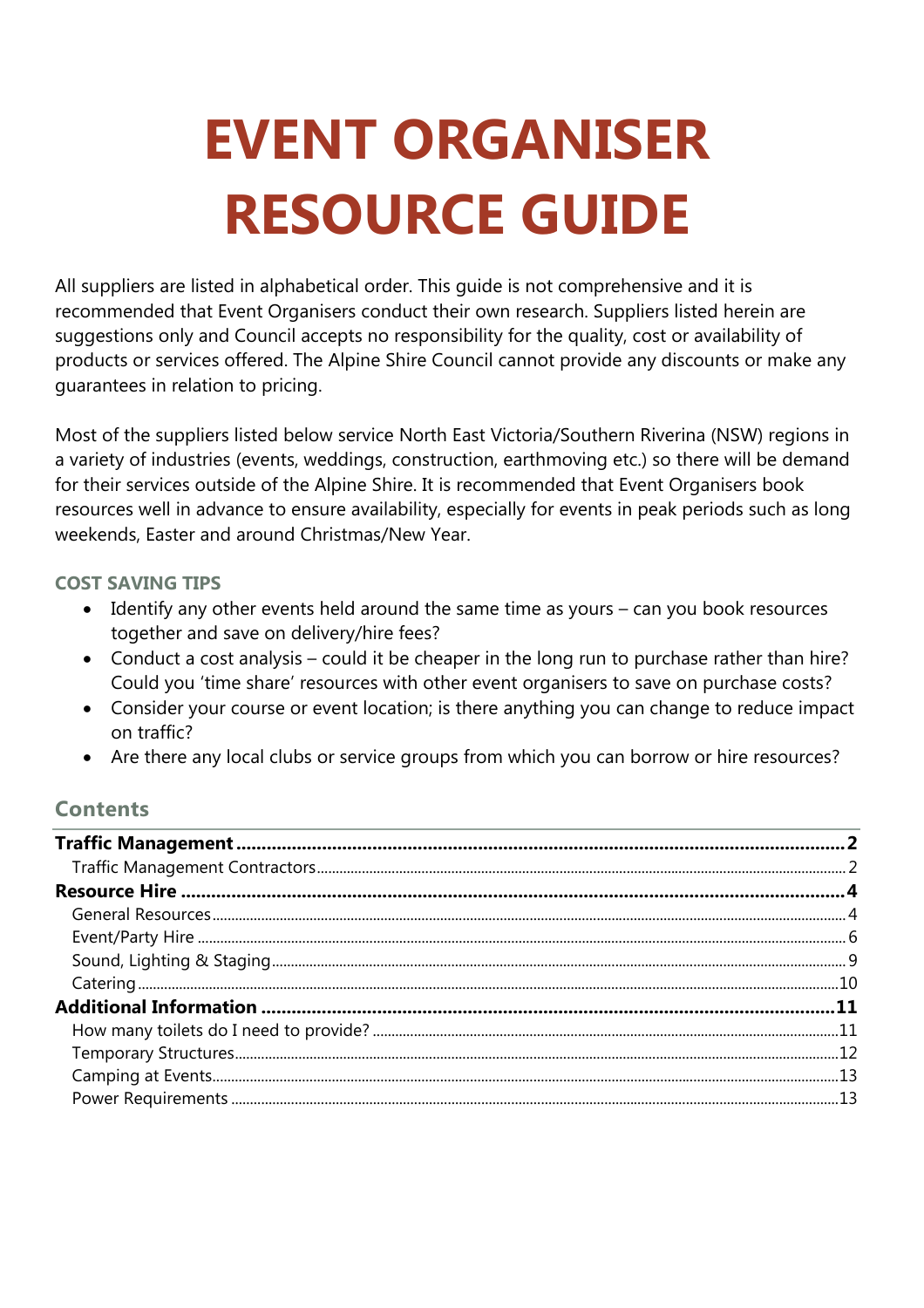# EVENT ORGANISER RESOURCE GUIDE

All suppliers are listed in alphabetical order. This guide is not comprehensive and it is recommended that Event Organisers conduct their own research. Suppliers listed herein are suggestions only and Council accepts no responsibility for the quality, cost or availability of products or services offered. The Alpine Shire Council cannot provide any discounts or make any guarantees in relation to pricing.

Most of the suppliers listed below service North East Victoria/Southern Riverina (NSW) regions in a variety of industries (events, weddings, construction, earthmoving etc.) so there will be demand for their services outside of the Alpine Shire. It is recommended that Event Organisers book resources well in advance to ensure availability, especially for events in peak periods such as long weekends, Easter and around Christmas/New Year.

### COST SAVING TIPS

- Identify any other events held around the same time as yours – can you book resources together and save on delivery/hire fees?
- Conduct a cost analysis – could it be cheaper in the long run to purchase rather than hire? Could you 'time share' resources with other event organisers to save on purchase costs?
- Consider your course or event location; is there anything you can change to reduce impact on traffic?
- Are there any local clubs or service groups from which you can borrow or hire resources?

## Contents

**Traffic Management** .......... **2**
- Traffic Management Contractors .......... 2

**Resource Hire** .......... **4**
- General Resources .......... 4
- Event/Party Hire .......... 6
- Sound, Lighting & Staging .......... 9
- Catering .......... 10

**Additional Information** .......... **11**
- How many toilets do I need to provide? .......... 11
- Temporary Structures .......... 12
- Camping at Events .......... 13
- Power Requirements .......... 13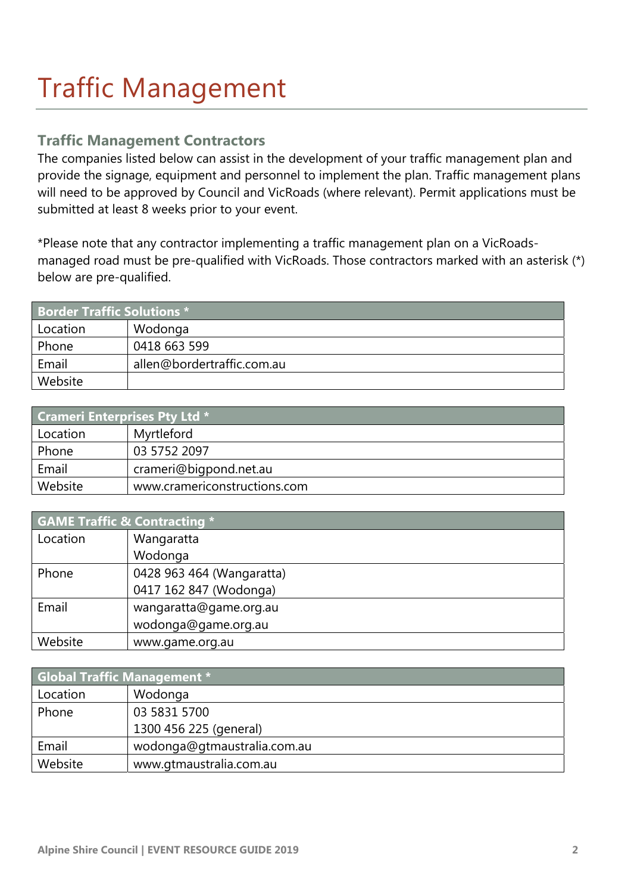# Traffic Management

## Traffic Management Contractors

The companies listed below can assist in the development of your traffic management plan and provide the signage, equipment and personnel to implement the plan. Traffic management plans will need to be approved by Council and VicRoads (where relevant). Permit applications must be submitted at least 8 weeks prior to your event.

*Please note that any contractor implementing a traffic management plan on a VicRoads-managed road must be pre-qualified with VicRoads. Those contractors marked with an asterisk (*) below are pre-qualified.

| Border Traffic Solutions * | |
|---|---|
| Location | Wodonga |
| Phone | 0418 663 599 |
| Email | allen@bordertraffic.com.au |
| Website | |

| Crameri Enterprises Pty Ltd * | |
|---|---|
| Location | Myrtleford |
| Phone | 03 5752 2097 |
| Email | crameri@bigpond.net.au |
| Website | www.cramericonstructions.com |

| GAME Traffic & Contracting * | |
|---|---|
| Location | Wangaratta<br>Wodonga |
| Phone | 0428 963 464 (Wangaratta)<br>0417 162 847 (Wodonga) |
| Email | wangaratta@game.org.au<br>wodonga@game.org.au |
| Website | www.game.org.au |

| Global Traffic Management * | |
|---|---|
| Location | Wodonga |
| Phone | 03 5831 5700<br>1300 456 225 (general) |
| Email | wodonga@gtmaustralia.com.au |
| Website | www.gtmaustralia.com.au |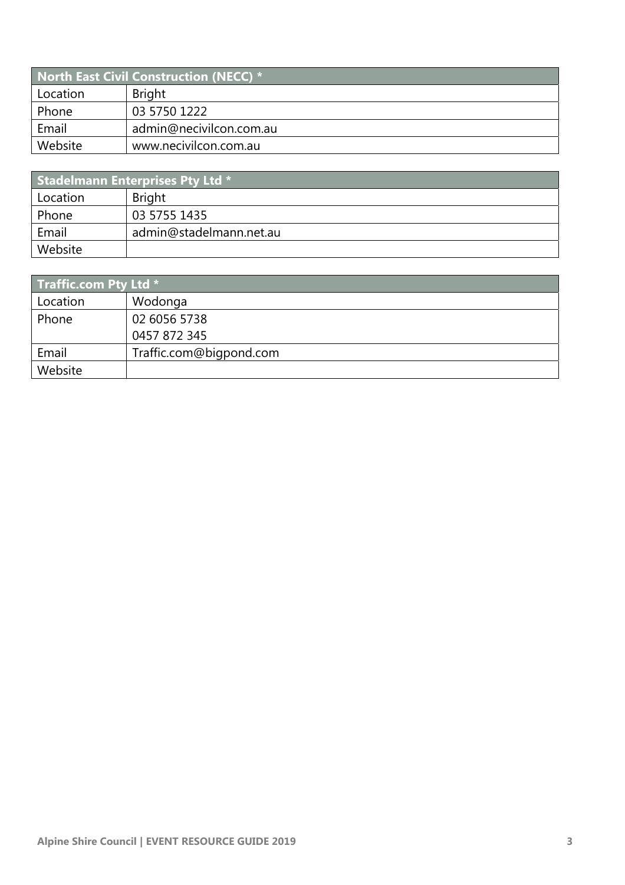| North East Civil Construction (NECC) * | |
|---|---|
| Location | Bright |
| Phone | 03 5750 1222 |
| Email | admin@necivilcon.com.au |
| Website | www.necivilcon.com.au |

| Stadelmann Enterprises Pty Ltd * | |
|---|---|
| Location | Bright |
| Phone | 03 5755 1435 |
| Email | admin@stadelmann.net.au |
| Website | |

| Traffic.com Pty Ltd * | |
|---|---|
| Location | Wodonga |
| Phone | 02 6056 5738<br>0457 872 345 |
| Email | Traffic.com@bigpond.com |
| Website | |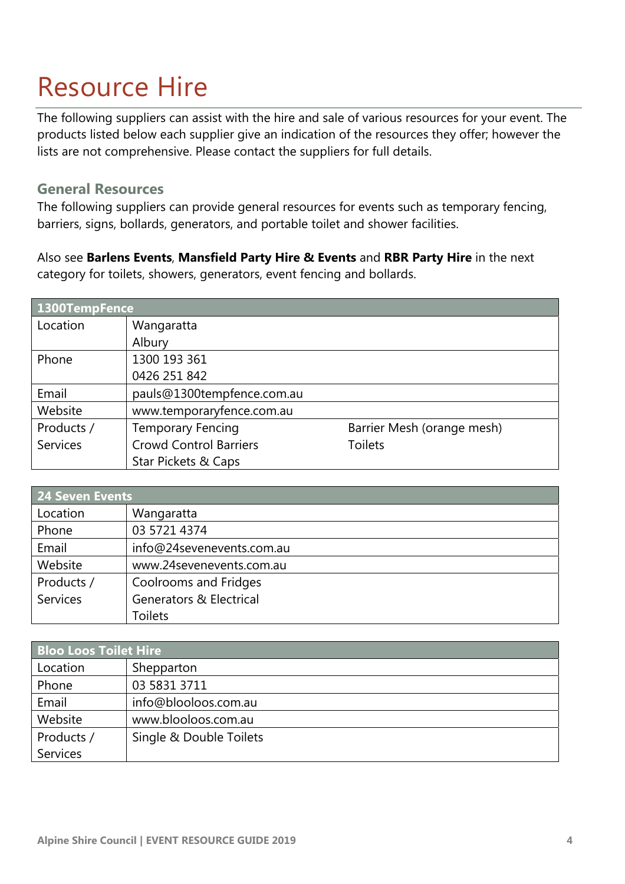# Resource Hire

The following suppliers can assist with the hire and sale of various resources for your event. The products listed below each supplier give an indication of the resources they offer; however the lists are not comprehensive. Please contact the suppliers for full details.

### General Resources

The following suppliers can provide general resources for events such as temporary fencing, barriers, signs, bollards, generators, and portable toilet and shower facilities.

Also see **Barlens Events**, **Mansfield Party Hire & Events** and **RBR Party Hire** in the next category for toilets, showers, generators, event fencing and bollards.

| 1300TempFence | | |
|---|---|---|
| Location | Wangaratta<br>Albury | |
| Phone | 1300 193 361<br>0426 251 842 | |
| Email | pauls@1300tempfence.com.au | |
| Website | www.temporaryfence.com.au | |
| Products / Services | Temporary Fencing<br>Crowd Control Barriers<br>Star Pickets & Caps | Barrier Mesh (orange mesh)<br>Toilets |

| 24 Seven Events | |
|---|---|
| Location | Wangaratta |
| Phone | 03 5721 4374 |
| Email | info@24sevenevents.com.au |
| Website | www.24sevenevents.com.au |
| Products / Services | Coolrooms and Fridges<br>Generators & Electrical<br>Toilets |

| Bloo Loos Toilet Hire | |
|---|---|
| Location | Shepparton |
| Phone | 03 5831 3711 |
| Email | info@blooloos.com.au |
| Website | www.blooloos.com.au |
| Products / Services | Single & Double Toilets |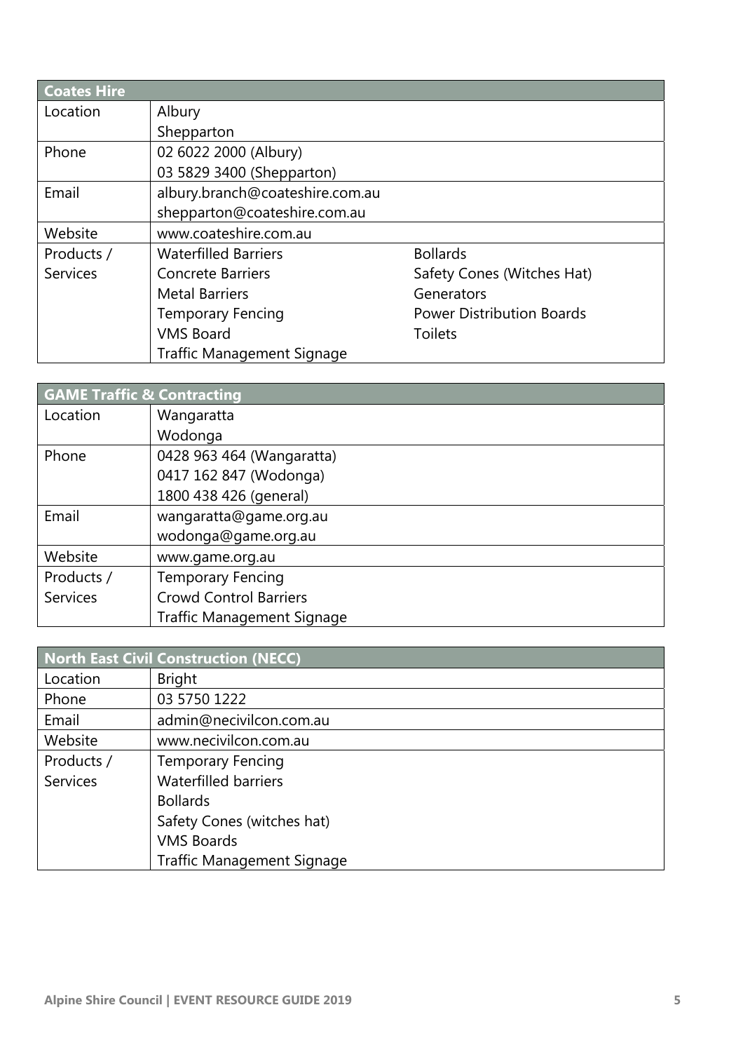| Coates Hire | | |
|---|---|---|
| Location | Albury<br>Shepparton | |
| Phone | 02 6022 2000 (Albury)<br>03 5829 3400 (Shepparton) | |
| Email | albury.branch@coateshire.com.au<br>shepparton@coateshire.com.au | |
| Website | www.coateshire.com.au | |
| Products / Services | Waterfilled Barriers<br>Concrete Barriers<br>Metal Barriers<br>Temporary Fencing<br>VMS Board<br>Traffic Management Signage | Bollards<br>Safety Cones (Witches Hat)<br>Generators<br>Power Distribution Boards<br>Toilets |

| GAME Traffic & Contracting | |
|---|---|
| Location | Wangaratta<br>Wodonga |
| Phone | 0428 963 464 (Wangaratta)<br>0417 162 847 (Wodonga)<br>1800 438 426 (general) |
| Email | wangaratta@game.org.au<br>wodonga@game.org.au |
| Website | www.game.org.au |
| Products / Services | Temporary Fencing<br>Crowd Control Barriers<br>Traffic Management Signage |

| North East Civil Construction (NECC) | |
|---|---|
| Location | Bright |
| Phone | 03 5750 1222 |
| Email | admin@necivilcon.com.au |
| Website | www.necivilcon.com.au |
| Products / Services | Temporary Fencing<br>Waterfilled barriers<br>Bollards<br>Safety Cones (witches hat)<br>VMS Boards<br>Traffic Management Signage |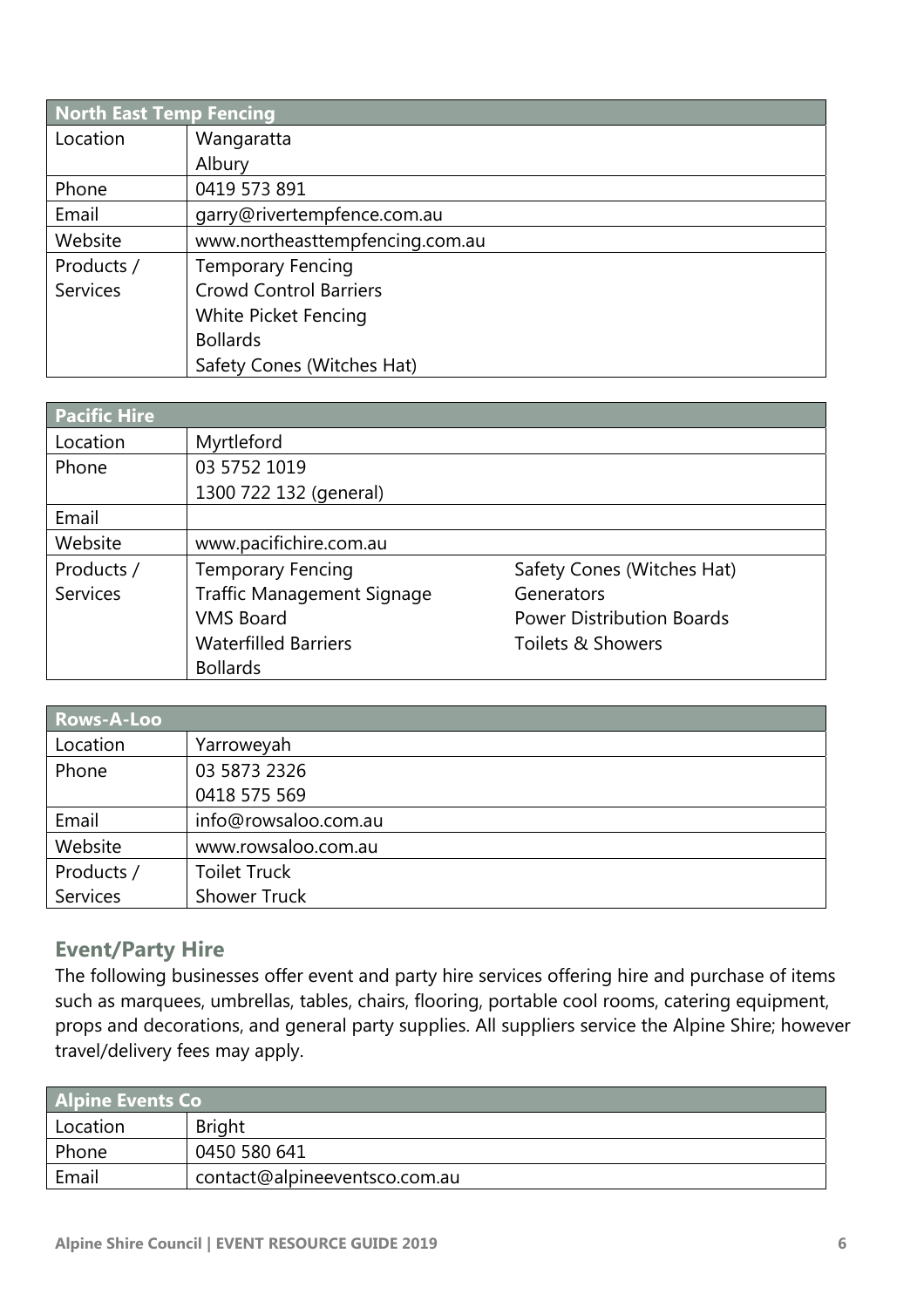| North East Temp Fencing | |
|---|---|
| Location | Wangaratta<br>Albury |
| Phone | 0419 573 891 |
| Email | garry@rivertempfence.com.au |
| Website | www.northeasttempfencing.com.au |
| Products / Services | Temporary Fencing<br>Crowd Control Barriers<br>White Picket Fencing<br>Bollards<br>Safety Cones (Witches Hat) |

| Pacific Hire | | |
|---|---|---|
| Location | Myrtleford | |
| Phone | 03 5752 1019<br>1300 722 132 (general) | |
| Email | | |
| Website | www.pacifichire.com.au | |
| Products / Services | Temporary Fencing<br>Traffic Management Signage<br>VMS Board<br>Waterfilled Barriers<br>Bollards | Safety Cones (Witches Hat)<br>Generators<br>Power Distribution Boards<br>Toilets & Showers |

| Rows-A-Loo | |
|---|---|
| Location | Yarroweyah |
| Phone | 03 5873 2326<br>0418 575 569 |
| Email | info@rowsaloo.com.au |
| Website | www.rowsaloo.com.au |
| Products / Services | Toilet Truck<br>Shower Truck |

## Event/Party Hire

The following businesses offer event and party hire services offering hire and purchase of items such as marquees, umbrellas, tables, chairs, flooring, portable cool rooms, catering equipment, props and decorations, and general party supplies. All suppliers service the Alpine Shire; however travel/delivery fees may apply.

| Alpine Events Co | |
|---|---|
| Location | Bright |
| Phone | 0450 580 641 |
| Email | contact@alpineeventsco.com.au |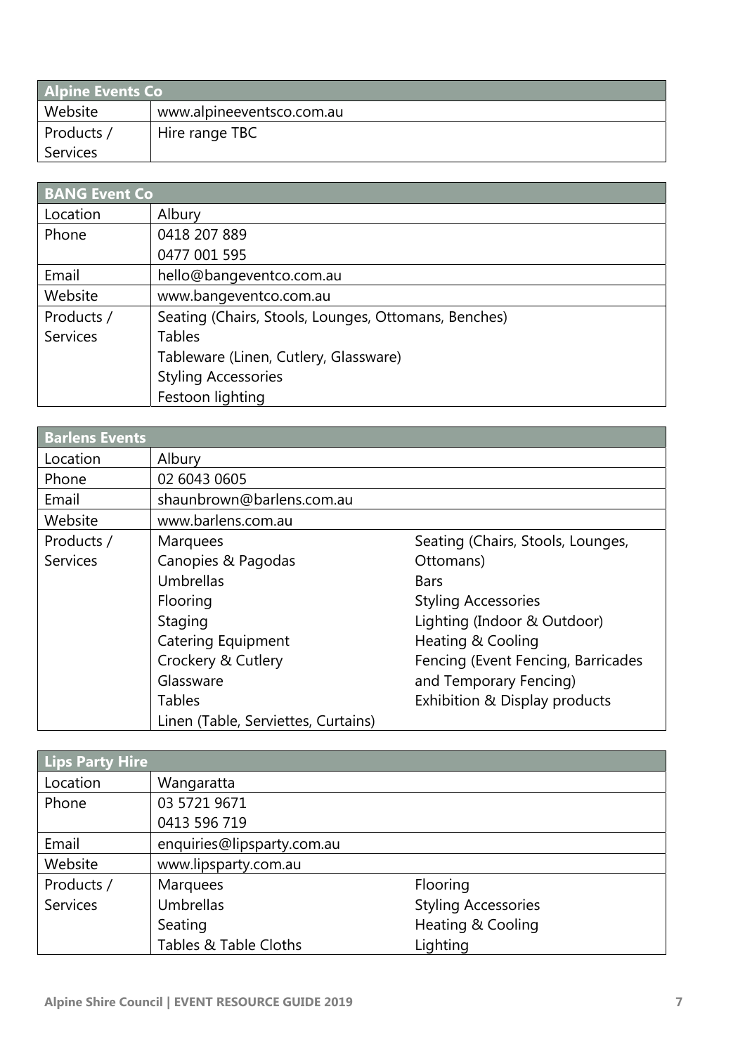| Alpine Events Co | |
|---|---|
| Website | www.alpineeventsco.com.au |
| Products / Services | Hire range TBC |

| BANG Event Co | |
|---|---|
| Location | Albury |
| Phone | 0418 207 889<br>0477 001 595 |
| Email | hello@bangeventco.com.au |
| Website | www.bangeventco.com.au |
| Products / Services | Seating (Chairs, Stools, Lounges, Ottomans, Benches)<br>Tables<br>Tableware (Linen, Cutlery, Glassware)<br>Styling Accessories<br>Festoon lighting |

| Barlens Events | | |
|---|---|---|
| Location | Albury | |
| Phone | 02 6043 0605 | |
| Email | shaunbrown@barlens.com.au | |
| Website | www.barlens.com.au | |
| Products / Services | Marquees<br>Canopies & Pagodas<br>Umbrellas<br>Flooring<br>Staging<br>Catering Equipment<br>Crockery & Cutlery<br>Glassware<br>Tables<br>Linen (Table, Serviettes, Curtains) | Seating (Chairs, Stools, Lounges, Ottomans)<br>Bars<br>Styling Accessories<br>Lighting (Indoor & Outdoor)<br>Heating & Cooling<br>Fencing (Event Fencing, Barricades and Temporary Fencing)<br>Exhibition & Display products |

| Lips Party Hire | | |
|---|---|---|
| Location | Wangaratta | |
| Phone | 03 5721 9671<br>0413 596 719 | |
| Email | enquiries@lipsparty.com.au | |
| Website | www.lipsparty.com.au | |
| Products / Services | Marquees<br>Umbrellas<br>Seating<br>Tables & Table Cloths | Flooring<br>Styling Accessories<br>Heating & Cooling<br>Lighting |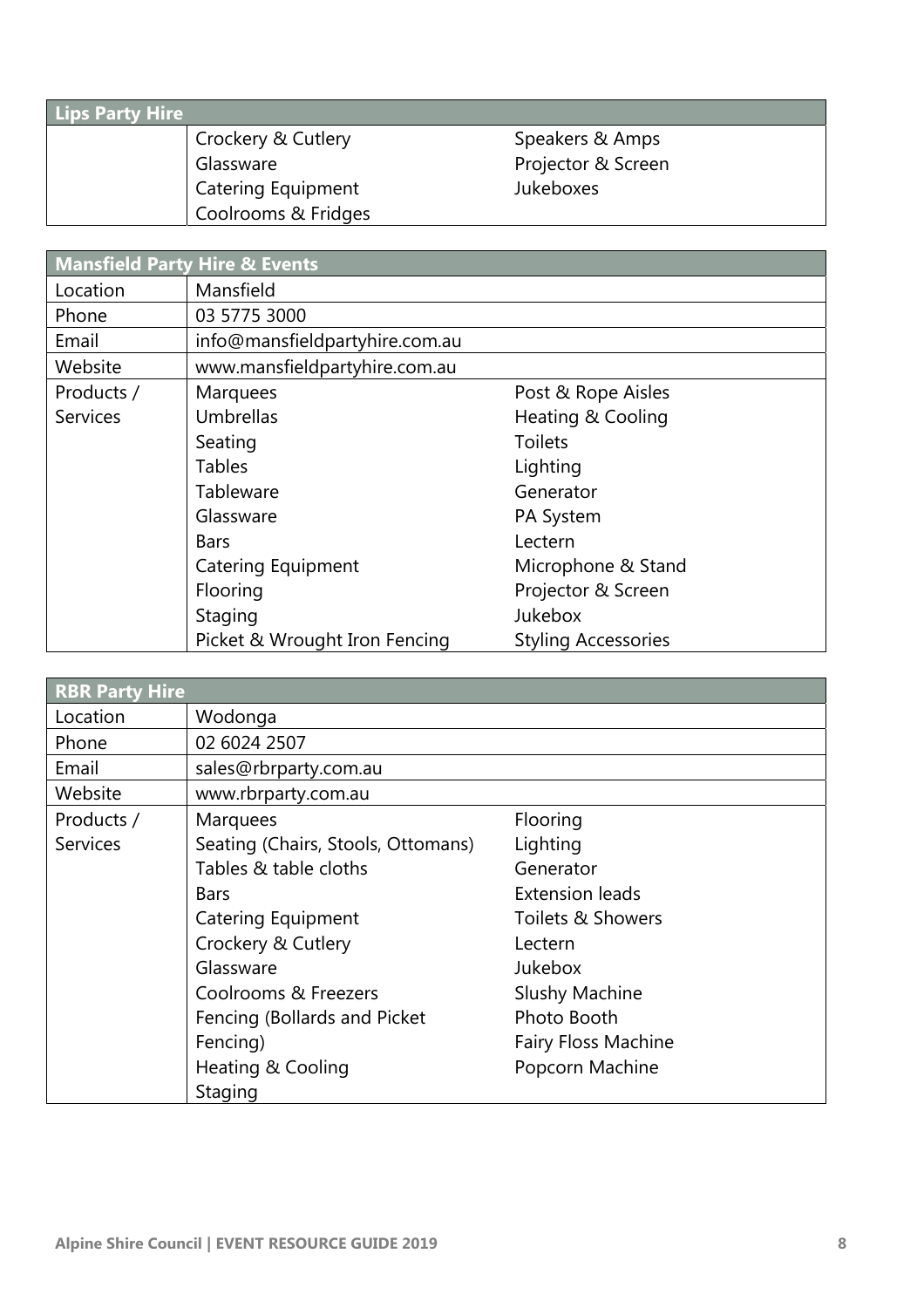| Lips Party Hire | | |
|---|---|---|
| | Crockery & Cutlery | Speakers & Amps |
| | Glassware | Projector & Screen |
| | Catering Equipment | Jukeboxes |
| | Coolrooms & Fridges | |

| Mansfield Party Hire & Events | | |
|---|---|---|
| Location | Mansfield | |
| Phone | 03 5775 3000 | |
| Email | info@mansfieldpartyhire.com.au | |
| Website | www.mansfieldpartyhire.com.au | |
| Products / Services | Marquees | Post & Rope Aisles |
| | Umbrellas | Heating & Cooling |
| | Seating | Toilets |
| | Tables | Lighting |
| | Tableware | Generator |
| | Glassware | PA System |
| | Bars | Lectern |
| | Catering Equipment | Microphone & Stand |
| | Flooring | Projector & Screen |
| | Staging | Jukebox |
| | Picket & Wrought Iron Fencing | Styling Accessories |

| RBR Party Hire | | |
|---|---|---|
| Location | Wodonga | |
| Phone | 02 6024 2507 | |
| Email | sales@rbrparty.com.au | |
| Website | www.rbrparty.com.au | |
| Products / Services | Marquees | Flooring |
| | Seating (Chairs, Stools, Ottomans) | Lighting |
| | Tables & table cloths | Generator |
| | Bars | Extension leads |
| | Catering Equipment | Toilets & Showers |
| | Crockery & Cutlery | Lectern |
| | Glassware | Jukebox |
| | Coolrooms & Freezers | Slushy Machine |
| | Fencing (Bollards and Picket Fencing) | Photo Booth |
| | Heating & Cooling | Fairy Floss Machine |
| | Staging | Popcorn Machine |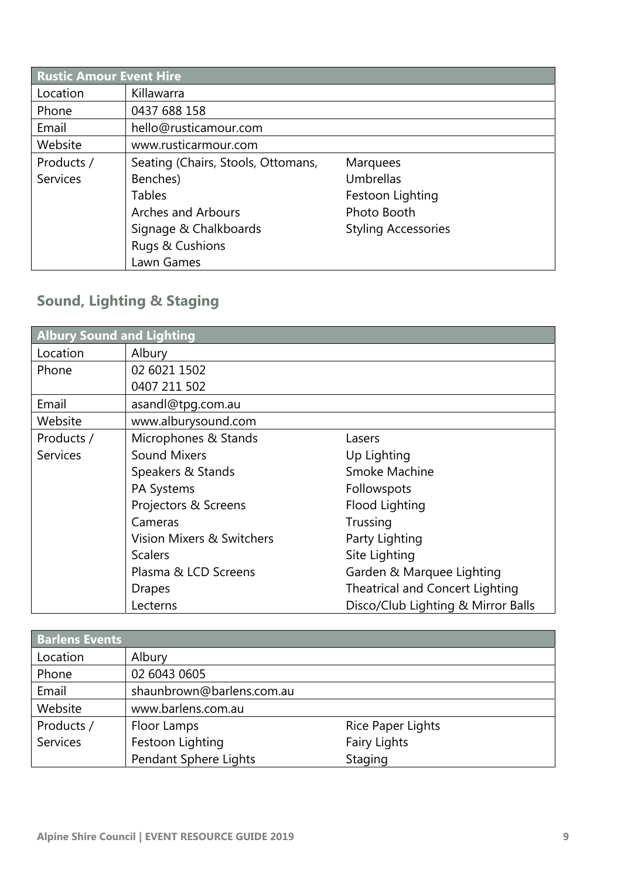| Rustic Amour Event Hire | | |
|---|---|---|
| Location | Killawarra | |
| Phone | 0437 688 158 | |
| Email | hello@rusticamour.com | |
| Website | www.rusticarmour.com | |
| Products / Services | Seating (Chairs, Stools, Ottomans, Benches)<br>Tables<br>Arches and Arbours<br>Signage & Chalkboards<br>Rugs & Cushions<br>Lawn Games | Marquees<br>Umbrellas<br>Festoon Lighting<br>Photo Booth<br>Styling Accessories |

## Sound, Lighting & Staging

| Albury Sound and Lighting | | |
|---|---|---|
| Location | Albury | |
| Phone | 02 6021 1502<br>0407 211 502 | |
| Email | asandl@tpg.com.au | |
| Website | www.alburysound.com | |
| Products / Services | Microphones & Stands<br>Sound Mixers<br>Speakers & Stands<br>PA Systems<br>Projectors & Screens<br>Cameras<br>Vision Mixers & Switchers<br>Scalers<br>Plasma & LCD Screens<br>Drapes<br>Lecterns | Lasers<br>Up Lighting<br>Smoke Machine<br>Followspots<br>Flood Lighting<br>Trussing<br>Party Lighting<br>Site Lighting<br>Garden & Marquee Lighting<br>Theatrical and Concert Lighting<br>Disco/Club Lighting & Mirror Balls |

| Barlens Events | | |
|---|---|---|
| Location | Albury | |
| Phone | 02 6043 0605 | |
| Email | shaunbrown@barlens.com.au | |
| Website | www.barlens.com.au | |
| Products / Services | Floor Lamps<br>Festoon Lighting<br>Pendant Sphere Lights | Rice Paper Lights<br>Fairy Lights<br>Staging |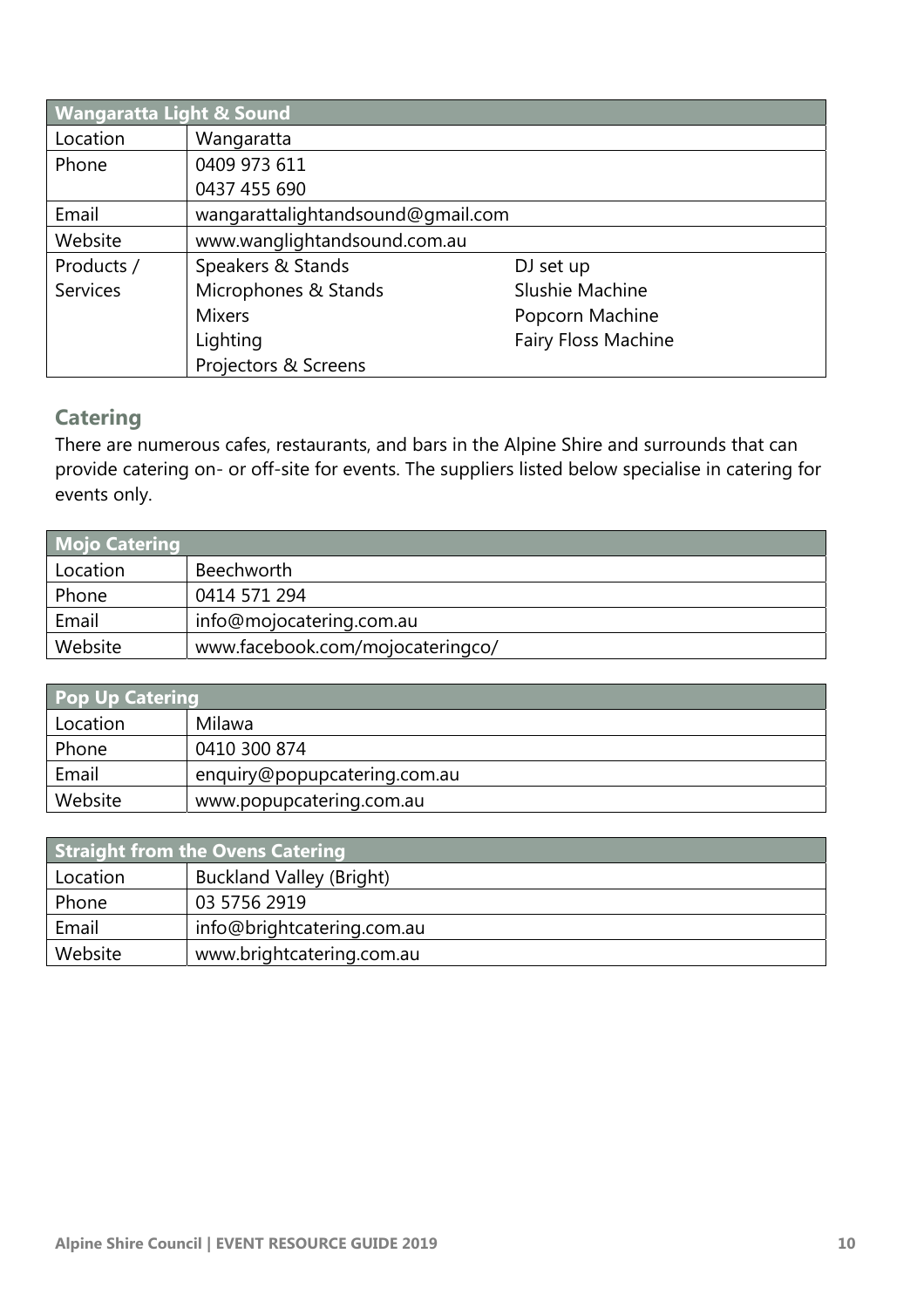| Wangaratta Light & Sound | | |
|---|---|---|
| Location | Wangaratta | |
| Phone | 0409 973 611<br>0437 455 690 | |
| Email | wangarattalightandsound@gmail.com | |
| Website | www.wanglightandsound.com.au | |
| Products / Services | Speakers & Stands<br>Microphones & Stands<br>Mixers<br>Lighting<br>Projectors & Screens | DJ set up<br>Slushie Machine<br>Popcorn Machine<br>Fairy Floss Machine |

## Catering

There are numerous cafes, restaurants, and bars in the Alpine Shire and surrounds that can provide catering on- or off-site for events. The suppliers listed below specialise in catering for events only.

| Mojo Catering | |
|---|---|
| Location | Beechworth |
| Phone | 0414 571 294 |
| Email | info@mojocatering.com.au |
| Website | www.facebook.com/mojocateringco/ |

| Pop Up Catering | |
|---|---|
| Location | Milawa |
| Phone | 0410 300 874 |
| Email | enquiry@popupcatering.com.au |
| Website | www.popupcatering.com.au |

| Straight from the Ovens Catering | |
|---|---|
| Location | Buckland Valley (Bright) |
| Phone | 03 5756 2919 |
| Email | info@brightcatering.com.au |
| Website | www.brightcatering.com.au |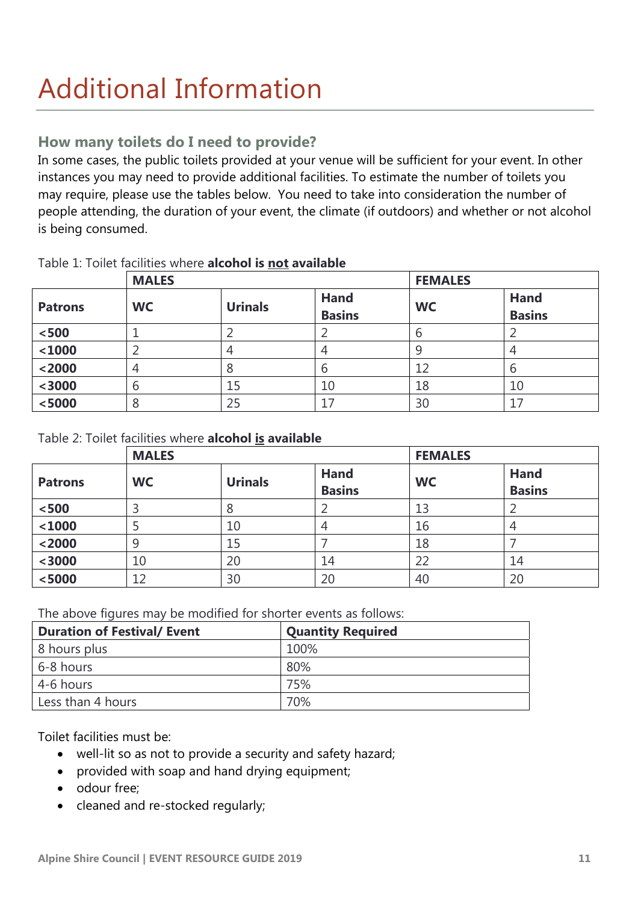# Additional Information

## How many toilets do I need to provide?

In some cases, the public toilets provided at your venue will be sufficient for your event. In other instances you may need to provide additional facilities. To estimate the number of toilets you may require, please use the tables below. You need to take into consideration the number of people attending, the duration of your event, the climate (if outdoors) and whether or not alcohol is being consumed.

Table 1: Toilet facilities where **alcohol is not available**

| | MALES | | | FEMALES | |
|---|---|---|---|---|---|
| **Patrons** | **WC** | **Urinals** | **Hand Basins** | **WC** | **Hand Basins** |
| **<500** | 1 | 2 | 2 | 6 | 2 |
| **<1000** | 2 | 4 | 4 | 9 | 4 |
| **<2000** | 4 | 8 | 6 | 12 | 6 |
| **<3000** | 6 | 15 | 10 | 18 | 10 |
| **<5000** | 8 | 25 | 17 | 30 | 17 |

Table 2: Toilet facilities where **alcohol is available**

| | MALES | | | FEMALES | |
|---|---|---|---|---|---|
| **Patrons** | **WC** | **Urinals** | **Hand Basins** | **WC** | **Hand Basins** |
| **<500** | 3 | 8 | 2 | 13 | 2 |
| **<1000** | 5 | 10 | 4 | 16 | 4 |
| **<2000** | 9 | 15 | 7 | 18 | 7 |
| **<3000** | 10 | 20 | 14 | 22 | 14 |
| **<5000** | 12 | 30 | 20 | 40 | 20 |

The above figures may be modified for shorter events as follows:

| Duration of Festival/ Event | Quantity Required |
|---|---|
| 8 hours plus | 100% |
| 6-8 hours | 80% |
| 4-6 hours | 75% |
| Less than 4 hours | 70% |

Toilet facilities must be:

- well-lit so as not to provide a security and safety hazard;
- provided with soap and hand drying equipment;
- odour free;
- cleaned and re-stocked regularly;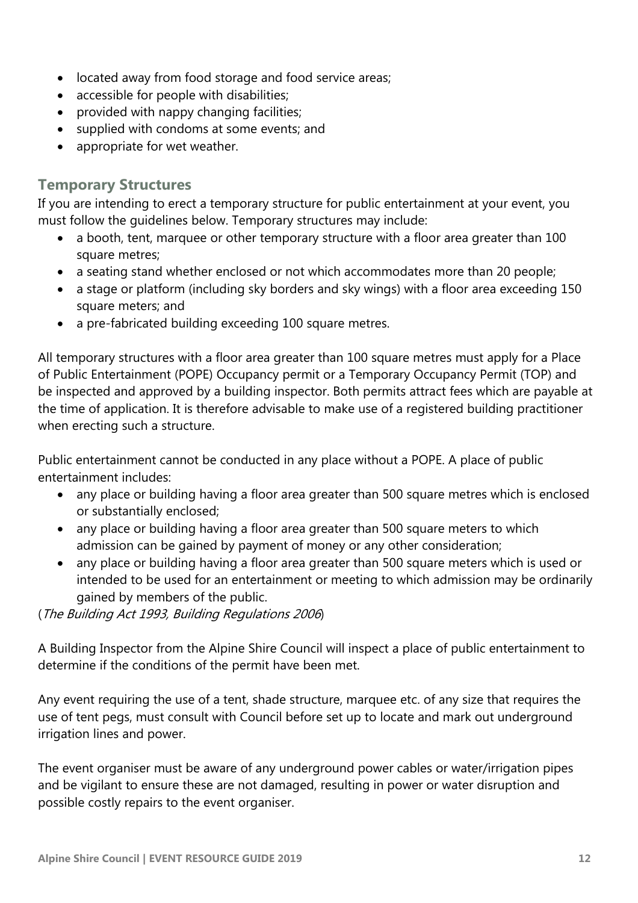- located away from food storage and food service areas;
- accessible for people with disabilities;
- provided with nappy changing facilities;
- supplied with condoms at some events; and
- appropriate for wet weather.

## Temporary Structures

If you are intending to erect a temporary structure for public entertainment at your event, you must follow the guidelines below. Temporary structures may include:

- a booth, tent, marquee or other temporary structure with a floor area greater than 100 square metres;
- a seating stand whether enclosed or not which accommodates more than 20 people;
- a stage or platform (including sky borders and sky wings) with a floor area exceeding 150 square meters; and
- a pre-fabricated building exceeding 100 square metres.

All temporary structures with a floor area greater than 100 square metres must apply for a Place of Public Entertainment (POPE) Occupancy permit or a Temporary Occupancy Permit (TOP) and be inspected and approved by a building inspector. Both permits attract fees which are payable at the time of application. It is therefore advisable to make use of a registered building practitioner when erecting such a structure.

Public entertainment cannot be conducted in any place without a POPE. A place of public entertainment includes:

- any place or building having a floor area greater than 500 square metres which is enclosed or substantially enclosed;
- any place or building having a floor area greater than 500 square meters to which admission can be gained by payment of money or any other consideration;
- any place or building having a floor area greater than 500 square meters which is used or intended to be used for an entertainment or meeting to which admission may be ordinarily gained by members of the public.

(*The Building Act 1993, Building Regulations 2006*)

A Building Inspector from the Alpine Shire Council will inspect a place of public entertainment to determine if the conditions of the permit have been met.

Any event requiring the use of a tent, shade structure, marquee etc. of any size that requires the use of tent pegs, must consult with Council before set up to locate and mark out underground irrigation lines and power.

The event organiser must be aware of any underground power cables or water/irrigation pipes and be vigilant to ensure these are not damaged, resulting in power or water disruption and possible costly repairs to the event organiser.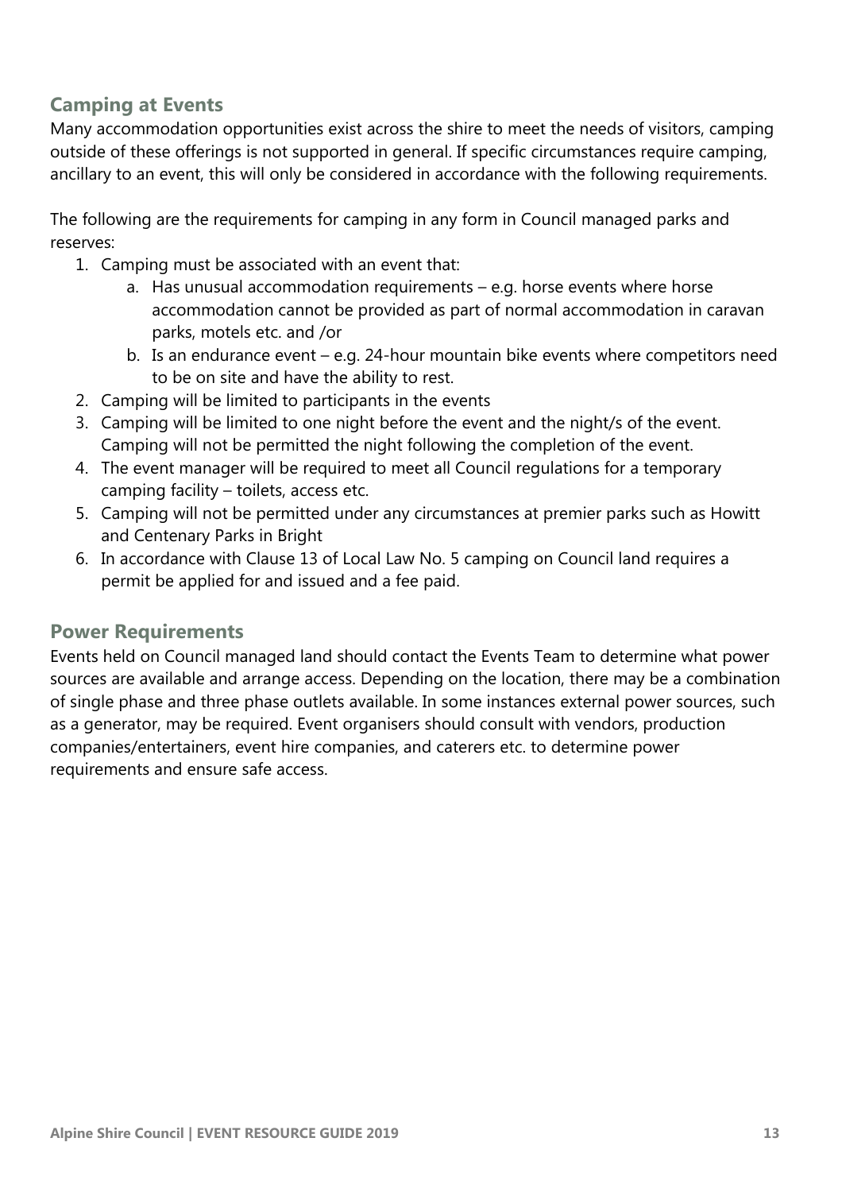## Camping at Events

Many accommodation opportunities exist across the shire to meet the needs of visitors, camping outside of these offerings is not supported in general. If specific circumstances require camping, ancillary to an event, this will only be considered in accordance with the following requirements.

The following are the requirements for camping in any form in Council managed parks and reserves:

1. Camping must be associated with an event that:
    a. Has unusual accommodation requirements – e.g. horse events where horse accommodation cannot be provided as part of normal accommodation in caravan parks, motels etc. and /or
    b. Is an endurance event – e.g. 24-hour mountain bike events where competitors need to be on site and have the ability to rest.
2. Camping will be limited to participants in the events
3. Camping will be limited to one night before the event and the night/s of the event. Camping will not be permitted the night following the completion of the event.
4. The event manager will be required to meet all Council regulations for a temporary camping facility – toilets, access etc.
5. Camping will not be permitted under any circumstances at premier parks such as Howitt and Centenary Parks in Bright
6. In accordance with Clause 13 of Local Law No. 5 camping on Council land requires a permit be applied for and issued and a fee paid.

## Power Requirements

Events held on Council managed land should contact the Events Team to determine what power sources are available and arrange access. Depending on the location, there may be a combination of single phase and three phase outlets available. In some instances external power sources, such as a generator, may be required. Event organisers should consult with vendors, production companies/entertainers, event hire companies, and caterers etc. to determine power requirements and ensure safe access.